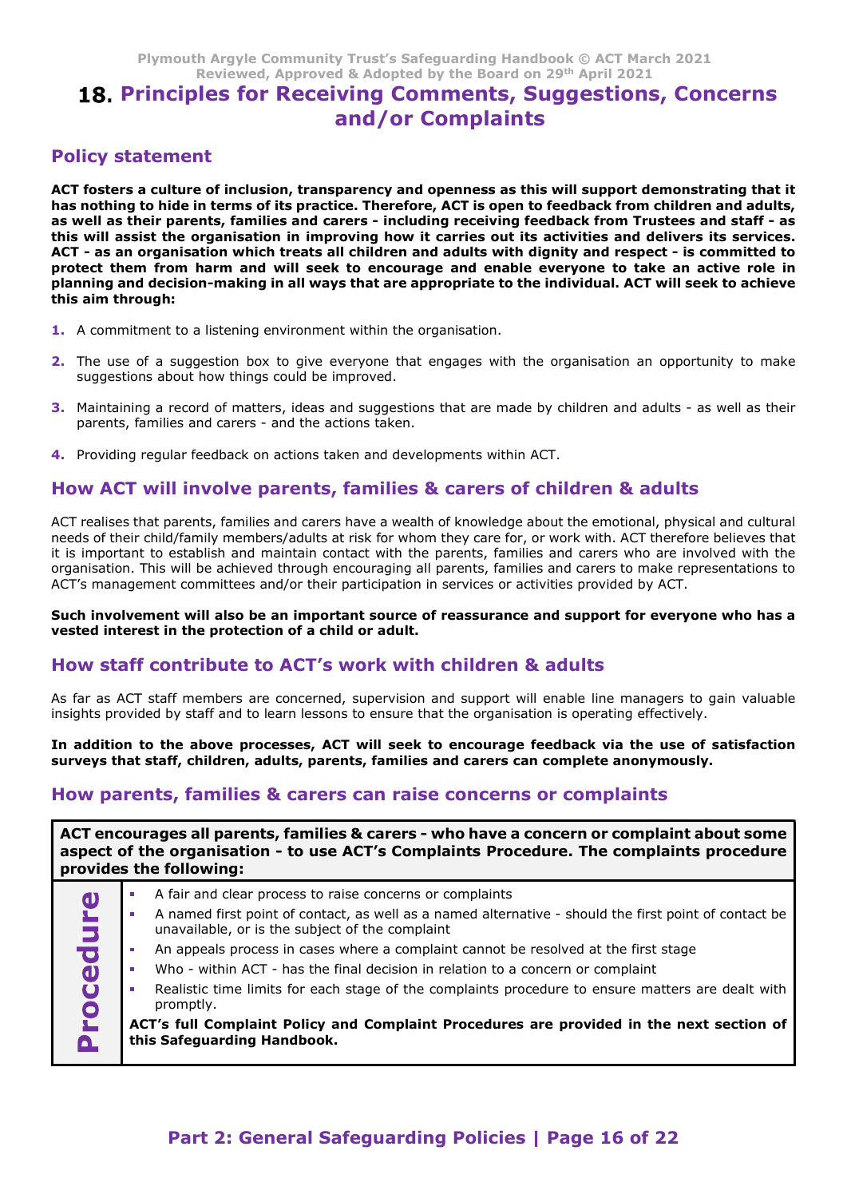# 18. Principles for Receiving Comments, Suggestions, Concerns and/or Complaints

## Policy statement

**ACT fosters a culture of inclusion, transparency and openness as this will support demonstrating that it has nothing to hide in terms of its practice. Therefore, ACT is open to feedback from children and adults, as well as their parents, families and carers - including receiving feedback from Trustees and staff - as this will assist the organisation in improving how it carries out its activities and delivers its services. ACT - as an organisation which treats all children and adults with dignity and respect - is committed to protect them from harm and will seek to encourage and enable everyone to take an active role in planning and decision-making in all ways that are appropriate to the individual. ACT will seek to achieve this aim through:**

1. A commitment to a listening environment within the organisation.
2. The use of a suggestion box to give everyone that engages with the organisation an opportunity to make suggestions about how things could be improved.
3. Maintaining a record of matters, ideas and suggestions that are made by children and adults - as well as their parents, families and carers - and the actions taken.
4. Providing regular feedback on actions taken and developments within ACT.

## How ACT will involve parents, families & carers of children & adults

ACT realises that parents, families and carers have a wealth of knowledge about the emotional, physical and cultural needs of their child/family members/adults at risk for whom they care for, or work with. ACT therefore believes that it is important to establish and maintain contact with the parents, families and carers who are involved with the organisation. This will be achieved through encouraging all parents, families and carers to make representations to ACT's management committees and/or their participation in services or activities provided by ACT.

**Such involvement will also be an important source of reassurance and support for everyone who has a vested interest in the protection of a child or adult.**

## How staff contribute to ACT's work with children & adults

As far as ACT staff members are concerned, supervision and support will enable line managers to gain valuable insights provided by staff and to learn lessons to ensure that the organisation is operating effectively.

**In addition to the above processes, ACT will seek to encourage feedback via the use of satisfaction surveys that staff, children, adults, parents, families and carers can complete anonymously.**

## How parents, families & carers can raise concerns or complaints

**ACT encourages all parents, families & carers - who have a concern or complaint about some aspect of the organisation - to use ACT's Complaints Procedure. The complaints procedure provides the following:**

**Procedure**

- A fair and clear process to raise concerns or complaints
- A named first point of contact, as well as a named alternative - should the first point of contact be unavailable, or is the subject of the complaint
- An appeals process in cases where a complaint cannot be resolved at the first stage
- Who - within ACT - has the final decision in relation to a concern or complaint
- Realistic time limits for each stage of the complaints procedure to ensure matters are dealt with promptly.

**ACT's full Complaint Policy and Complaint Procedures are provided in the next section of this Safeguarding Handbook.**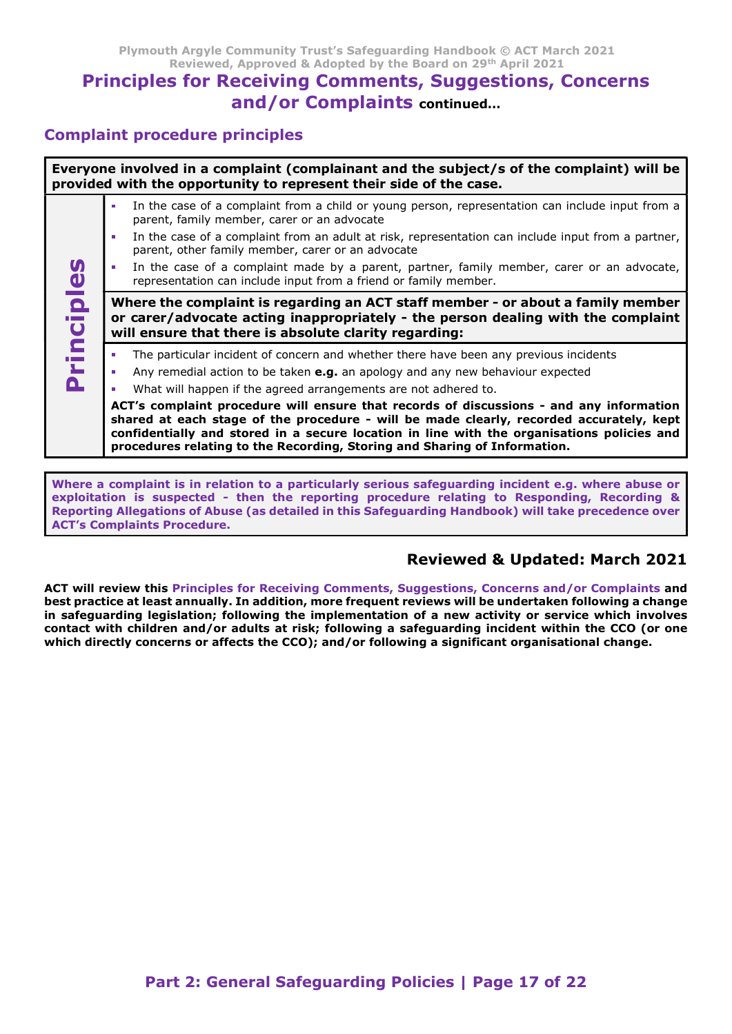## Principles for Receiving Comments, Suggestions, Concerns and/or Complaints continued…

### Complaint procedure principles

**Everyone involved in a complaint (complainant and the subject/s of the complaint) will be provided with the opportunity to represent their side of the case.**

**Principles**

- In the case of a complaint from a child or young person, representation can include input from a parent, family member, carer or an advocate
- In the case of a complaint from an adult at risk, representation can include input from a partner, parent, other family member, carer or an advocate
- In the case of a complaint made by a parent, partner, family member, carer or an advocate, representation can include input from a friend or family member.

**Where the complaint is regarding an ACT staff member - or about a family member or carer/advocate acting inappropriately - the person dealing with the complaint will ensure that there is absolute clarity regarding:**

- The particular incident of concern and whether there have been any previous incidents
- Any remedial action to be taken **e.g.** an apology and any new behaviour expected
- What will happen if the agreed arrangements are not adhered to.

**ACT's complaint procedure will ensure that records of discussions - and any information shared at each stage of the procedure - will be made clearly, recorded accurately, kept confidentially and stored in a secure location in line with the organisations policies and procedures relating to the Recording, Storing and Sharing of Information.**

**Where a complaint is in relation to a particularly serious safeguarding incident e.g. where abuse or exploitation is suspected - then the reporting procedure relating to Responding, Recording & Reporting Allegations of Abuse (as detailed in this Safeguarding Handbook) will take precedence over ACT's Complaints Procedure.**

### Reviewed & Updated: March 2021

**ACT will review this Principles for Receiving Comments, Suggestions, Concerns and/or Complaints and best practice at least annually. In addition, more frequent reviews will be undertaken following a change in safeguarding legislation; following the implementation of a new activity or service which involves contact with children and/or adults at risk; following a safeguarding incident within the CCO (or one which directly concerns or affects the CCO); and/or following a significant organisational change.**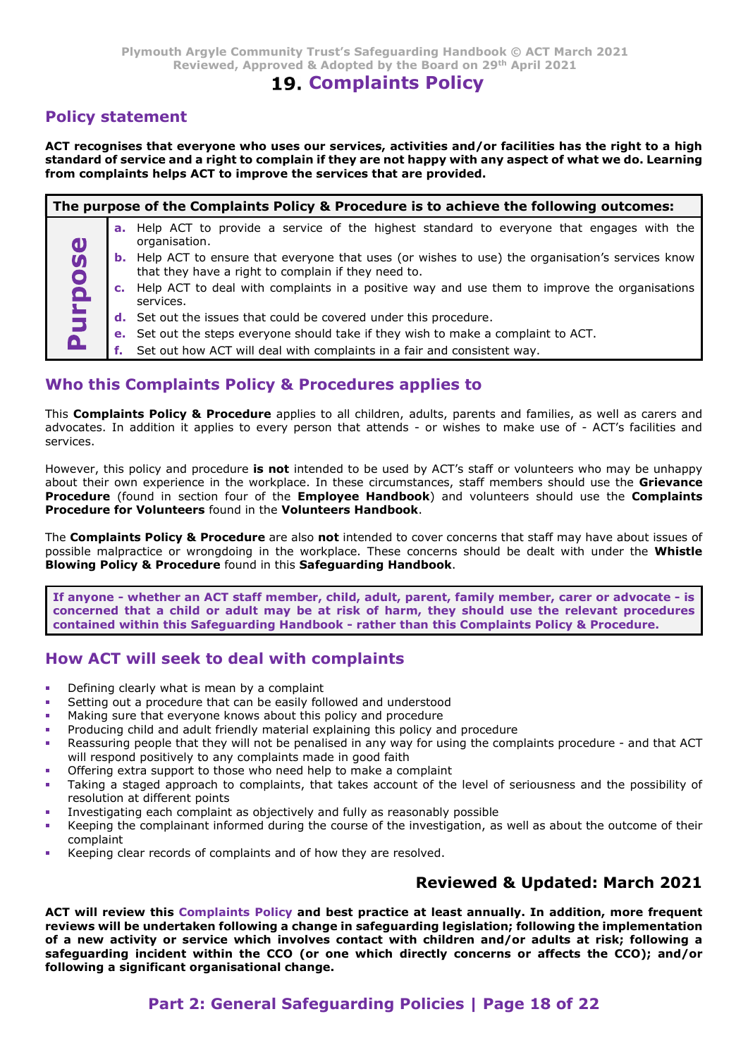# 19. Complaints Policy

## Policy statement

**ACT recognises that everyone who uses our services, activities and/or facilities has the right to a high standard of service and a right to complain if they are not happy with any aspect of what we do. Learning from complaints helps ACT to improve the services that are provided.**

| The purpose of the Complaints Policy & Procedure is to achieve the following outcomes: | |
|---|---|
| **Purpose** | **a.** Help ACT to provide a service of the highest standard to everyone that engages with the organisation.<br>**b.** Help ACT to ensure that everyone that uses (or wishes to use) the organisation's services know that they have a right to complain if they need to.<br>**c.** Help ACT to deal with complaints in a positive way and use them to improve the organisations services.<br>**d.** Set out the issues that could be covered under this procedure.<br>**e.** Set out the steps everyone should take if they wish to make a complaint to ACT.<br>**f.** Set out how ACT will deal with complaints in a fair and consistent way. |

## Who this Complaints Policy & Procedures applies to

This **Complaints Policy & Procedure** applies to all children, adults, parents and families, as well as carers and advocates. In addition it applies to every person that attends - or wishes to make use of - ACT's facilities and services.

However, this policy and procedure **is not** intended to be used by ACT's staff or volunteers who may be unhappy about their own experience in the workplace. In these circumstances, staff members should use the **Grievance Procedure** (found in section four of the **Employee Handbook**) and volunteers should use the **Complaints Procedure for Volunteers** found in the **Volunteers Handbook**.

The **Complaints Policy & Procedure** are also **not** intended to cover concerns that staff may have about issues of possible malpractice or wrongdoing in the workplace. These concerns should be dealt with under the **Whistle Blowing Policy & Procedure** found in this **Safeguarding Handbook**.

**If anyone - whether an ACT staff member, child, adult, parent, family member, carer or advocate - is concerned that a child or adult may be at risk of harm, they should use the relevant procedures contained within this Safeguarding Handbook - rather than this Complaints Policy & Procedure.**

## How ACT will seek to deal with complaints

- Defining clearly what is mean by a complaint
- Setting out a procedure that can be easily followed and understood
- Making sure that everyone knows about this policy and procedure
- Producing child and adult friendly material explaining this policy and procedure
- Reassuring people that they will not be penalised in any way for using the complaints procedure - and that ACT will respond positively to any complaints made in good faith
- Offering extra support to those who need help to make a complaint
- Taking a staged approach to complaints, that takes account of the level of seriousness and the possibility of resolution at different points
- Investigating each complaint as objectively and fully as reasonably possible
- Keeping the complainant informed during the course of the investigation, as well as about the outcome of their complaint
- Keeping clear records of complaints and of how they are resolved.

### Reviewed & Updated: March 2021

**ACT will review this Complaints Policy and best practice at least annually. In addition, more frequent reviews will be undertaken following a change in safeguarding legislation; following the implementation of a new activity or service which involves contact with children and/or adults at risk; following a safeguarding incident within the CCO (or one which directly concerns or affects the CCO); and/or following a significant organisational change.**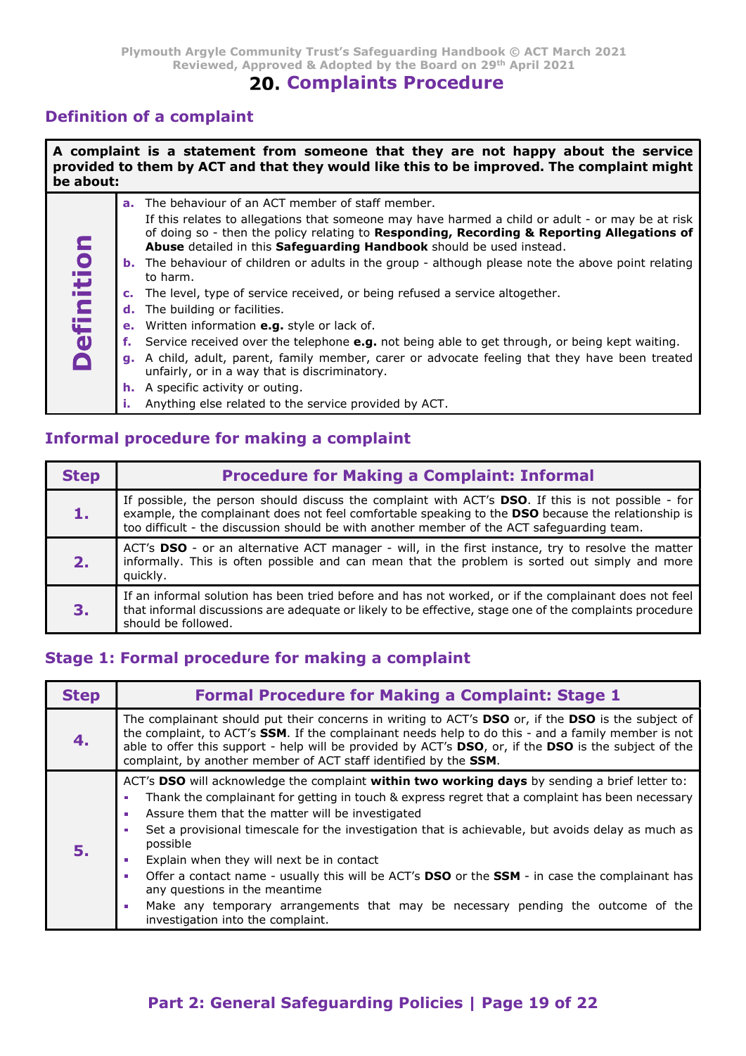# 20. Complaints Procedure

## Definition of a complaint

| Definition | A complaint is a statement from someone that they are not happy about the service provided to them by ACT and that they would like this to be improved. The complaint might be about: |
|---|---|
| | **a.** The behaviour of an ACT member of staff member.<br>If this relates to allegations that someone may have harmed a child or adult - or may be at risk of doing so - then the policy relating to **Responding, Recording & Reporting Allegations of Abuse** detailed in this **Safeguarding Handbook** should be used instead.<br>**b.** The behaviour of children or adults in the group - although please note the above point relating to harm.<br>**c.** The level, type of service received, or being refused a service altogether.<br>**d.** The building or facilities.<br>**e.** Written information **e.g.** style or lack of.<br>**f.** Service received over the telephone **e.g.** not being able to get through, or being kept waiting.<br>**g.** A child, adult, parent, family member, carer or advocate feeling that they have been treated unfairly, or in a way that is discriminatory.<br>**h.** A specific activity or outing.<br>**i.** Anything else related to the service provided by ACT. |

## Informal procedure for making a complaint

| Step | Procedure for Making a Complaint: Informal |
|---|---|
| 1. | If possible, the person should discuss the complaint with ACT's **DSO**. If this is not possible - for example, the complainant does not feel comfortable speaking to the **DSO** because the relationship is too difficult - the discussion should be with another member of the ACT safeguarding team. |
| 2. | ACT's **DSO** - or an alternative ACT manager - will, in the first instance, try to resolve the matter informally. This is often possible and can mean that the problem is sorted out simply and more quickly. |
| 3. | If an informal solution has been tried before and has not worked, or if the complainant does not feel that informal discussions are adequate or likely to be effective, stage one of the complaints procedure should be followed. |

## Stage 1: Formal procedure for making a complaint

| Step | Formal Procedure for Making a Complaint: Stage 1 |
|---|---|
| 4. | The complainant should put their concerns in writing to ACT's **DSO** or, if the **DSO** is the subject of the complaint, to ACT's **SSM**. If the complainant needs help to do this - and a family member is not able to offer this support - help will be provided by ACT's **DSO**, or, if the **DSO** is the subject of the complaint, by another member of ACT staff identified by the **SSM**. |
| 5. | ACT's **DSO** will acknowledge the complaint **within two working days** by sending a brief letter to:<br>- Thank the complainant for getting in touch & express regret that a complaint has been necessary<br>- Assure them that the matter will be investigated<br>- Set a provisional timescale for the investigation that is achievable, but avoids delay as much as possible<br>- Explain when they will next be in contact<br>- Offer a contact name - usually this will be ACT's **DSO** or the **SSM** - in case the complainant has any questions in the meantime<br>- Make any temporary arrangements that may be necessary pending the outcome of the investigation into the complaint. |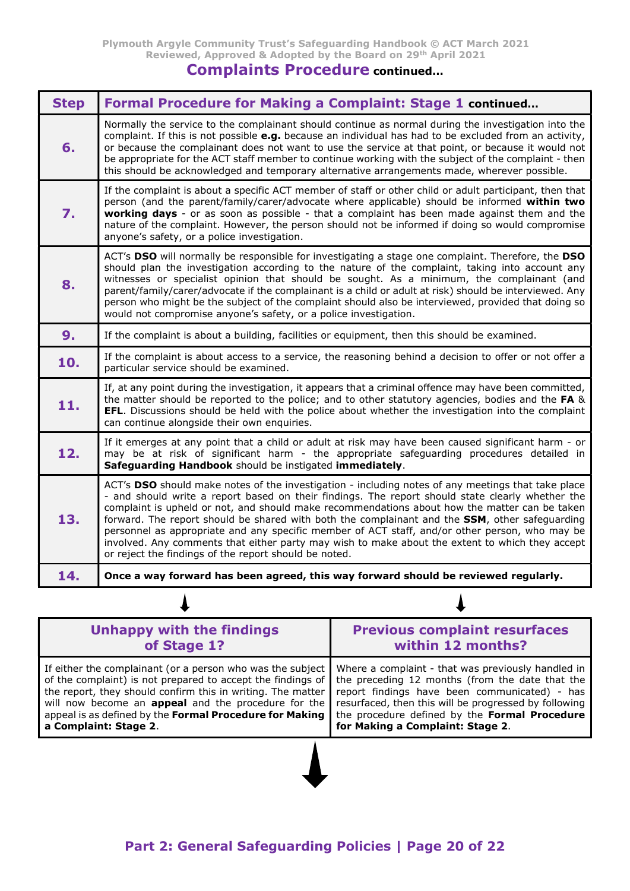## Complaints Procedure continued…

| Step | Formal Procedure for Making a Complaint: Stage 1 continued… |
|---|---|
| **6.** | Normally the service to the complainant should continue as normal during the investigation into the complaint. If this is not possible **e.g.** because an individual has had to be excluded from an activity, or because the complainant does not want to use the service at that point, or because it would not be appropriate for the ACT staff member to continue working with the subject of the complaint - then this should be acknowledged and temporary alternative arrangements made, wherever possible. |
| **7.** | If the complaint is about a specific ACT member of staff or other child or adult participant, then that person (and the parent/family/carer/advocate where applicable) should be informed **within two working days** - or as soon as possible - that a complaint has been made against them and the nature of the complaint. However, the person should not be informed if doing so would compromise anyone's safety, or a police investigation. |
| **8.** | ACT's **DSO** will normally be responsible for investigating a stage one complaint. Therefore, the **DSO** should plan the investigation according to the nature of the complaint, taking into account any witnesses or specialist opinion that should be sought. As a minimum, the complainant (and parent/family/carer/advocate if the complainant is a child or adult at risk) should be interviewed. Any person who might be the subject of the complaint should also be interviewed, provided that doing so would not compromise anyone's safety, or a police investigation. |
| **9.** | If the complaint is about a building, facilities or equipment, then this should be examined. |
| **10.** | If the complaint is about access to a service, the reasoning behind a decision to offer or not offer a particular service should be examined. |
| **11.** | If, at any point during the investigation, it appears that a criminal offence may have been committed, the matter should be reported to the police; and to other statutory agencies, bodies and the **FA** & **EFL**. Discussions should be held with the police about whether the investigation into the complaint can continue alongside their own enquiries. |
| **12.** | If it emerges at any point that a child or adult at risk may have been caused significant harm - or may be at risk of significant harm - the appropriate safeguarding procedures detailed in **Safeguarding Handbook** should be instigated **immediately**. |
| **13.** | ACT's **DSO** should make notes of the investigation - including notes of any meetings that take place - and should write a report based on their findings. The report should state clearly whether the complaint is upheld or not, and should make recommendations about how the matter can be taken forward. The report should be shared with both the complainant and the **SSM**, other safeguarding personnel as appropriate and any specific member of ACT staff, and/or other person, who may be involved. Any comments that either party may wish to make about the extent to which they accept or reject the findings of the report should be noted. |
| **14.** | **Once a way forward has been agreed, this way forward should be reviewed regularly.** |

| Unhappy with the findings of Stage 1? | Previous complaint resurfaces within 12 months? |
|---|---|
| If either the complainant (or a person who was the subject of the complaint) is not prepared to accept the findings of the report, they should confirm this in writing. The matter will now become an **appeal** and the procedure for the appeal is as defined by the **Formal Procedure for Making a Complaint: Stage 2**. | Where a complaint - that was previously handled in the preceding 12 months (from the date that the report findings have been communicated) - has resurfaced, then this will be progressed by following the procedure defined by the **Formal Procedure for Making a Complaint: Stage 2**. |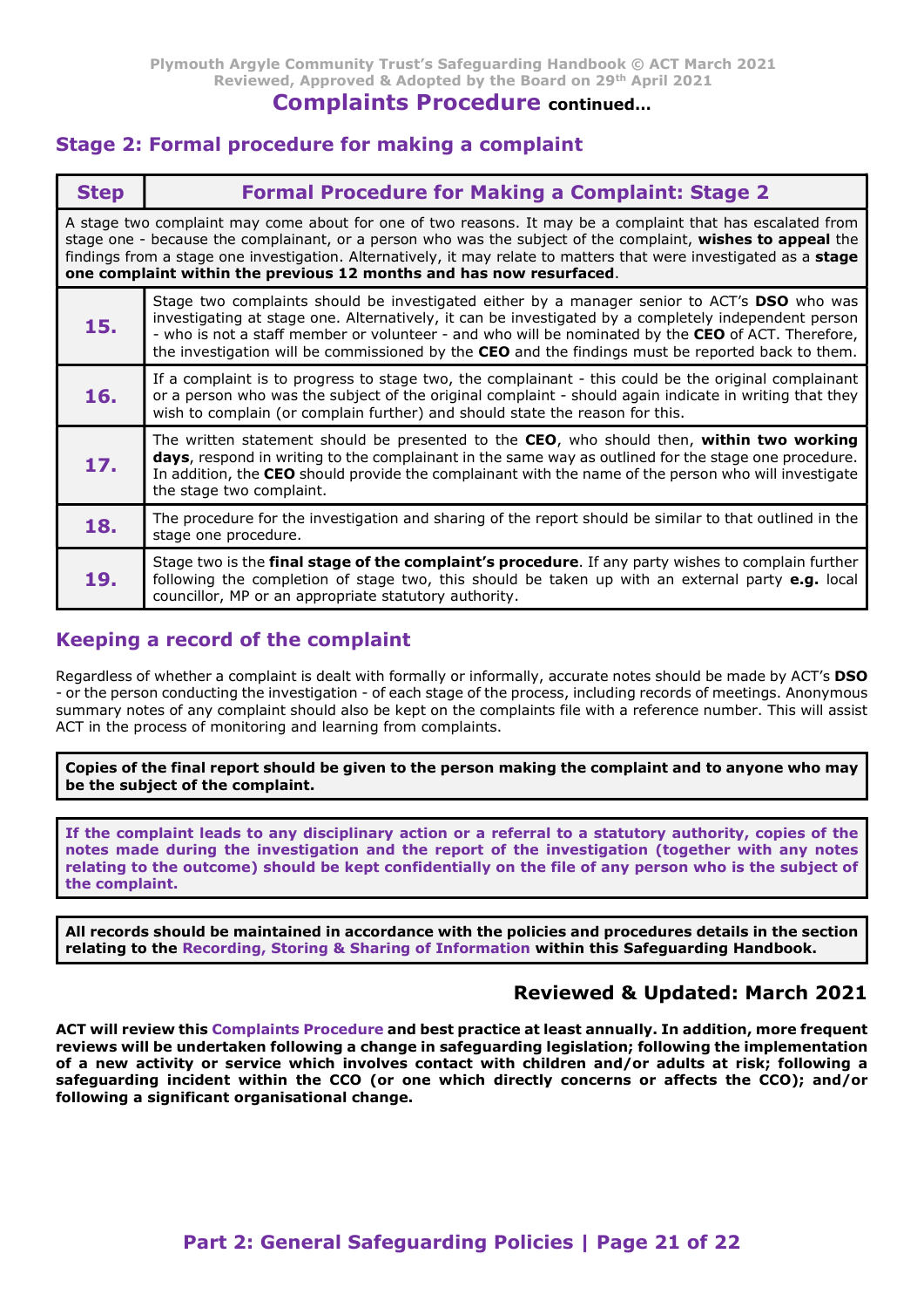## Complaints Procedure **continued…**

### Stage 2: Formal procedure for making a complaint

| Step | Formal Procedure for Making a Complaint: Stage 2 |
|---|---|
| A stage two complaint may come about for one of two reasons. It may be a complaint that has escalated from stage one - because the complainant, or a person who was the subject of the complaint, **wishes to appeal** the findings from a stage one investigation. Alternatively, it may relate to matters that were investigated as a **stage one complaint within the previous 12 months and has now resurfaced**. | |
| **15.** | Stage two complaints should be investigated either by a manager senior to ACT's **DSO** who was investigating at stage one. Alternatively, it can be investigated by a completely independent person - who is not a staff member or volunteer - and who will be nominated by the **CEO** of ACT. Therefore, the investigation will be commissioned by the **CEO** and the findings must be reported back to them. |
| **16.** | If a complaint is to progress to stage two, the complainant - this could be the original complainant or a person who was the subject of the original complaint - should again indicate in writing that they wish to complain (or complain further) and should state the reason for this. |
| **17.** | The written statement should be presented to the **CEO**, who should then, **within two working days**, respond in writing to the complainant in the same way as outlined for the stage one procedure. In addition, the **CEO** should provide the complainant with the name of the person who will investigate the stage two complaint. |
| **18.** | The procedure for the investigation and sharing of the report should be similar to that outlined in the stage one procedure. |
| **19.** | Stage two is the **final stage of the complaint's procedure**. If any party wishes to complain further following the completion of stage two, this should be taken up with an external party **e.g.** local councillor, MP or an appropriate statutory authority. |

### Keeping a record of the complaint

Regardless of whether a complaint is dealt with formally or informally, accurate notes should be made by ACT's **DSO** - or the person conducting the investigation - of each stage of the process, including records of meetings. Anonymous summary notes of any complaint should also be kept on the complaints file with a reference number. This will assist ACT in the process of monitoring and learning from complaints.

**Copies of the final report should be given to the person making the complaint and to anyone who may be the subject of the complaint.**

**If the complaint leads to any disciplinary action or a referral to a statutory authority, copies of the notes made during the investigation and the report of the investigation (together with any notes relating to the outcome) should be kept confidentially on the file of any person who is the subject of the complaint.**

**All records should be maintained in accordance with the policies and procedures details in the section relating to the Recording, Storing & Sharing of Information within this Safeguarding Handbook.**

### Reviewed & Updated: March 2021

**ACT will review this Complaints Procedure and best practice at least annually. In addition, more frequent reviews will be undertaken following a change in safeguarding legislation; following the implementation of a new activity or service which involves contact with children and/or adults at risk; following a safeguarding incident within the CCO (or one which directly concerns or affects the CCO); and/or following a significant organisational change.**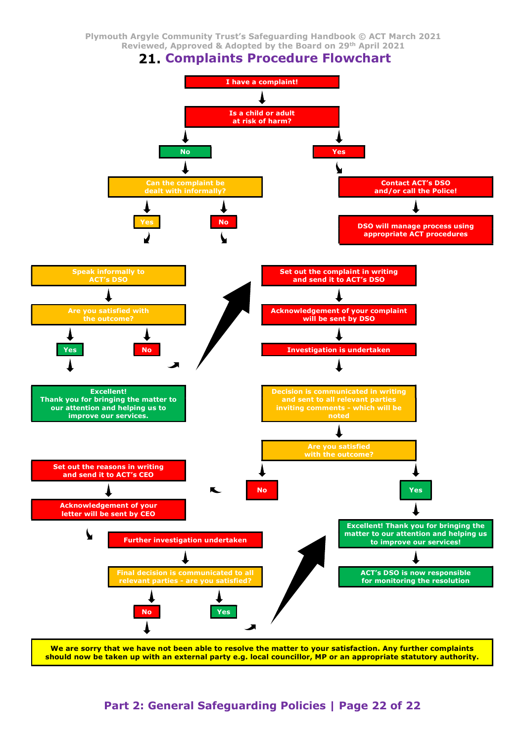## 21. Complaints Procedure Flowchart

I have a complaint!

Is a child or adult at risk of harm?

No

Yes

Can the complaint be dealt with informally?

Contact ACT's DSO and/or call the Police!

DSO will manage process using appropriate ACT procedures

Yes

No

Speak informally to ACT's DSO

Set out the complaint in writing and send it to ACT's DSO

Are you satisfied with the outcome?

Acknowledgement of your complaint will be sent by DSO

Yes

No

Investigation is undertaken

Excellent! Thank you for bringing the matter to our attention and helping us to improve our services.

Decision is communicated in writing and sent to all relevant parties inviting comments - which will be noted

Are you satisfied with the outcome?

Set out the reasons in writing and send it to ACT's CEO

No

Yes

Acknowledgement of your letter will be sent by CEO

Excellent! Thank you for bringing the matter to our attention and helping us to improve our services!

Further investigation undertaken

ACT's DSO is now responsible for monitoring the resolution

Final decision is communicated to all relevant parties - are you satisfied?

No

Yes

**We are sorry that we have not been able to resolve the matter to your satisfaction. Any further complaints should now be taken up with an external party e.g. local councillor, MP or an appropriate statutory authority.**